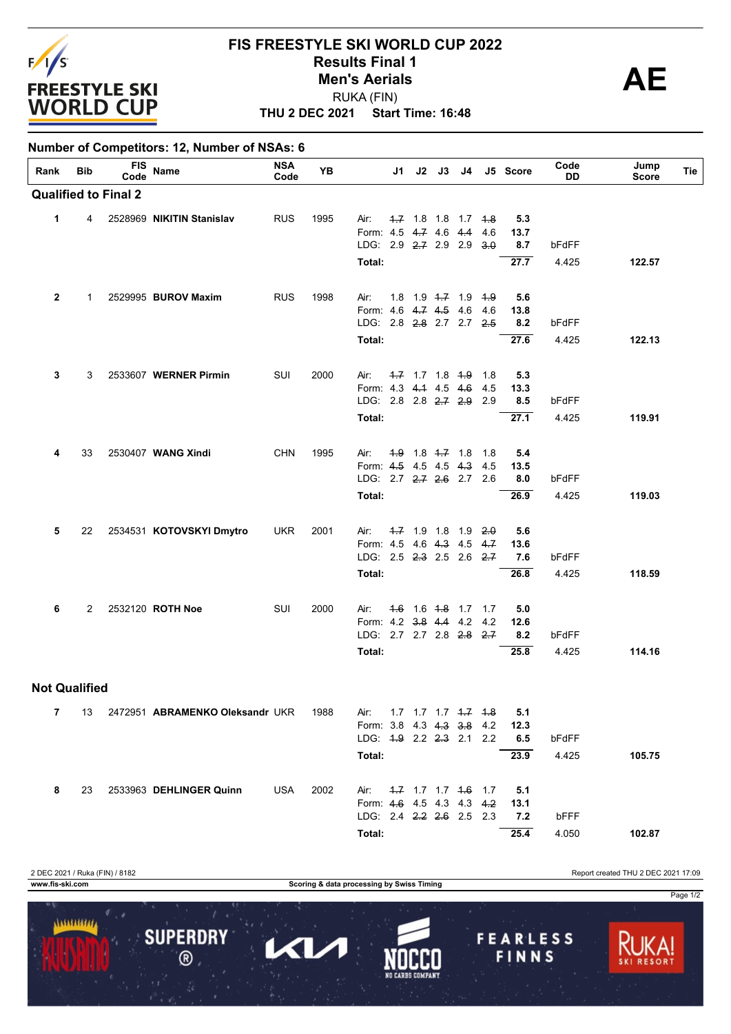# FIS FREESTYLE SKI WORLD CUP 2022

## Results Final 1

## Men's Aerials

RUKA (FIN)

**THU 2 DEC 2021 Start Time: 16:48**

**AE**

**Number of Competitors: 12, Number of NSAs: 6**

| Rank | Bib | FIS Code | Name | NSA Code | YB | | J1 | J2 | J3 | J4 | J5 | Score | Code DD | Jump Score | Tie |
|---|---|---|---|---|---|---|---|---|---|---|---|---|---|---|---|
| **Qualified to Final 2** | | | | | | | | | | | | | | | |
| 1 | 4 | 2528969 | **NIKITIN Stanislav** | RUS | 1995 | Air: | ~~1.7~~ | 1.8 | 1.8 | 1.7 | ~~1.8~~ | 5.3 | | | |
| | | | | | | Form: | 4.5 | ~~4.7~~ | 4.6 | ~~4.4~~ | 4.6 | 13.7 | | | |
| | | | | | | LDG: | 2.9 | ~~2.7~~ | 2.9 | 2.9 | ~~3.0~~ | 8.7 | bFdFF | | |
| | | | | | | Total: | | | | | | 27.7 | 4.425 | 122.57 | |
| 2 | 1 | 2529995 | **BUROV Maxim** | RUS | 1998 | Air: | 1.8 | 1.9 | ~~1.7~~ | 1.9 | ~~1.9~~ | 5.6 | | | |
| | | | | | | Form: | 4.6 | ~~4.7~~ | ~~4.5~~ | 4.6 | 4.6 | 13.8 | | | |
| | | | | | | LDG: | 2.8 | ~~2.8~~ | 2.7 | 2.7 | ~~2.5~~ | 8.2 | bFdFF | | |
| | | | | | | Total: | | | | | | 27.6 | 4.425 | 122.13 | |
| 3 | 3 | 2533607 | **WERNER Pirmin** | SUI | 2000 | Air: | ~~1.7~~ | 1.7 | 1.8 | ~~1.9~~ | 1.8 | 5.3 | | | |
| | | | | | | Form: | 4.3 | ~~4.1~~ | 4.5 | ~~4.6~~ | 4.5 | 13.3 | | | |
| | | | | | | LDG: | 2.8 | 2.8 | ~~2.7~~ | ~~2.9~~ | 2.9 | 8.5 | bFdFF | | |
| | | | | | | Total: | | | | | | 27.1 | 4.425 | 119.91 | |
| 4 | 33 | 2530407 | **WANG Xindi** | CHN | 1995 | Air: | ~~1.9~~ | 1.8 | ~~1.7~~ | 1.8 | 1.8 | 5.4 | | | |
| | | | | | | Form: | ~~4.5~~ | 4.5 | 4.5 | ~~4.3~~ | 4.5 | 13.5 | | | |
| | | | | | | LDG: | 2.7 | ~~2.7~~ | ~~2.6~~ | 2.7 | 2.6 | 8.0 | bFdFF | | |
| | | | | | | Total: | | | | | | 26.9 | 4.425 | 119.03 | |
| 5 | 22 | 2534531 | **KOTOVSKYI Dmytro** | UKR | 2001 | Air: | ~~1.7~~ | 1.9 | 1.8 | 1.9 | ~~2.0~~ | 5.6 | | | |
| | | | | | | Form: | 4.5 | 4.6 | ~~4.3~~ | 4.5 | ~~4.7~~ | 13.6 | | | |
| | | | | | | LDG: | 2.5 | ~~2.3~~ | 2.5 | 2.6 | ~~2.7~~ | 7.6 | bFdFF | | |
| | | | | | | Total: | | | | | | 26.8 | 4.425 | 118.59 | |
| 6 | 2 | 2532120 | **ROTH Noe** | SUI | 2000 | Air: | ~~1.6~~ | 1.6 | ~~1.8~~ | 1.7 | 1.7 | 5.0 | | | |
| | | | | | | Form: | 4.2 | ~~3.8~~ | ~~4.4~~ | 4.2 | 4.2 | 12.6 | | | |
| | | | | | | LDG: | 2.7 | 2.7 | 2.8 | ~~2.8~~ | ~~2.7~~ | 8.2 | bFdFF | | |
| | | | | | | Total: | | | | | | 25.8 | 4.425 | 114.16 | |
| **Not Qualified** | | | | | | | | | | | | | | | |
| 7 | 13 | 2472951 | **ABRAMENKO Oleksandr** | UKR | 1988 | Air: | 1.7 | 1.7 | 1.7 | ~~1.7~~ | ~~1.8~~ | 5.1 | | | |
| | | | | | | Form: | 3.8 | 4.3 | ~~4.3~~ | ~~3.8~~ | 4.2 | 12.3 | | | |
| | | | | | | LDG: | ~~1.9~~ | 2.2 | ~~2.3~~ | 2.1 | 2.2 | 6.5 | bFdFF | | |
| | | | | | | Total: | | | | | | 23.9 | 4.425 | 105.75 | |
| 8 | 23 | 2533963 | **DEHLINGER Quinn** | USA | 2002 | Air: | ~~1.7~~ | 1.7 | 1.7 | ~~1.6~~ | 1.7 | 5.1 | | | |
| | | | | | | Form: | ~~4.6~~ | 4.5 | 4.3 | 4.3 | ~~4.2~~ | 13.1 | | | |
| | | | | | | LDG: | 2.4 | ~~2.2~~ | ~~2.6~~ | 2.5 | 2.3 | 7.2 | bFFF | | |
| | | | | | | Total: | | | | | | 25.4 | 4.050 | 102.87 | |

2 DEC 2021 / Ruka (FIN) / 8182

Report created THU 2 DEC 2021 17:09

www.fis-ski.com

Scoring & data processing by Swiss Timing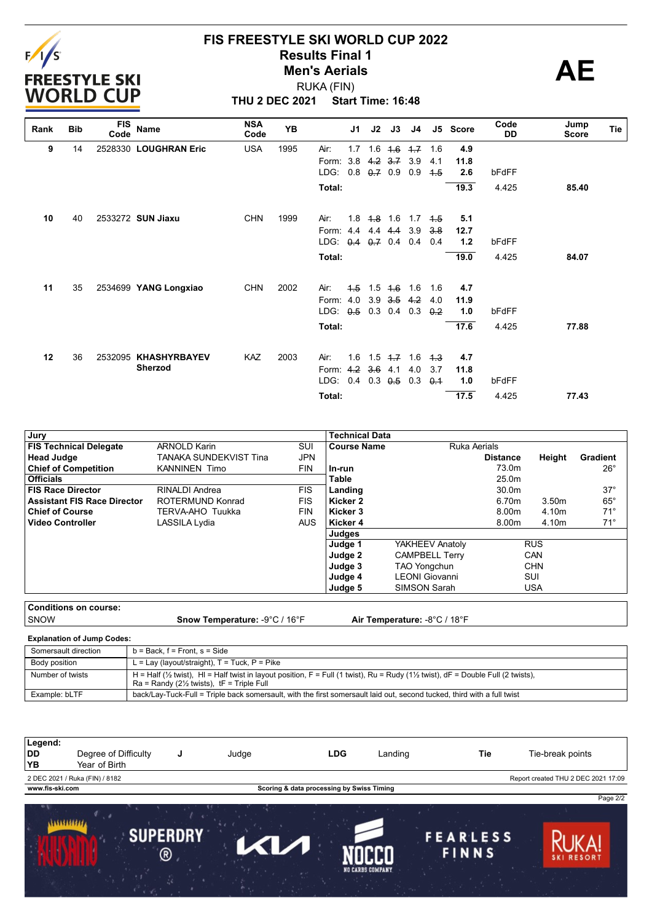# FIS FREESTYLE SKI WORLD CUP 2022

## Results Final 1

## Men's Aerials

RUKA (FIN)

**THU 2 DEC 2021 Start Time: 16:48**

**AE**

| Rank | Bib | FIS Code | Name | NSA Code | YB | | J1 | J2 | J3 | J4 | J5 | Score | Code DD | Jump Score | Tie |
|---|---|---|---|---|---|---|---|---|---|---|---|---|---|---|---|
| 9 | 14 | 2528330 | LOUGHRAN Eric | USA | 1995 | Air: | 1.7 | 1.6 | ~~1.6~~ | ~~1.7~~ | 1.6 | 4.9 | | | |
| | | | | | | Form: | 3.8 | ~~4.2~~ | ~~3.7~~ | 3.9 | 4.1 | 11.8 | | | |
| | | | | | | LDG: | 0.8 | ~~0.7~~ | 0.9 | 0.9 | ~~1.5~~ | 2.6 | bFdFF | | |
| | | | | | | Total: | | | | | | 19.3 | 4.425 | 85.40 | |
| 10 | 40 | 2533272 | SUN Jiaxu | CHN | 1999 | Air: | 1.8 | ~~1.8~~ | 1.6 | 1.7 | ~~1.5~~ | 5.1 | | | |
| | | | | | | Form: | 4.4 | 4.4 | ~~4.4~~ | 3.9 | ~~3.8~~ | 12.7 | | | |
| | | | | | | LDG: | ~~0.4~~ | ~~0.7~~ | 0.4 | 0.4 | 0.4 | 1.2 | bFdFF | | |
| | | | | | | Total: | | | | | | 19.0 | 4.425 | 84.07 | |
| 11 | 35 | 2534699 | YANG Longxiao | CHN | 2002 | Air: | ~~1.5~~ | 1.5 | ~~1.6~~ | 1.6 | 1.6 | 4.7 | | | |
| | | | | | | Form: | 4.0 | 3.9 | ~~3.5~~ | ~~4.2~~ | 4.0 | 11.9 | | | |
| | | | | | | LDG: | ~~0.5~~ | 0.3 | 0.4 | 0.3 | ~~0.2~~ | 1.0 | bFdFF | | |
| | | | | | | Total: | | | | | | 17.6 | 4.425 | 77.88 | |
| 12 | 36 | 2532095 | KHASHYRBAYEV Sherzod | KAZ | 2003 | Air: | 1.6 | 1.5 | ~~1.7~~ | 1.6 | ~~1.3~~ | 4.7 | | | |
| | | | | | | Form: | ~~4.2~~ | ~~3.6~~ | 4.1 | 4.0 | 3.7 | 11.8 | | | |
| | | | | | | LDG: | 0.4 | 0.3 | ~~0.5~~ | 0.3 | ~~0.1~~ | 1.0 | bFdFF | | |
| | | | | | | Total: | | | | | | 17.5 | 4.425 | 77.43 | |

| Jury | | |
|---|---|---|
| **FIS Technical Delegate** | ARNOLD Karin | SUI |
| **Head Judge** | TANAKA SUNDEKVIST Tina | JPN |
| **Chief of Competition** | KANNINEN Timo | FIN |
| **Officials** | | |
| **FIS Race Director** | RINALDI Andrea | FIS |
| **Assistant FIS Race Director** | ROTERMUND Konrad | FIS |
| **Chief of Course** | TERVA-AHO Tuukka | FIN |
| **Video Controller** | LASSILA Lydia | AUS |

| Technical Data | | | | |
|---|---|---|---|---|
| **Course Name** | Ruka Aerials | | | |
| | | **Distance** | **Height** | **Gradient** |
| **In-run** | | 73.0m | | 26° |
| **Table** | | 25.0m | | |
| **Landing** | | 30.0m | | 37° |
| **Kicker 2** | | 6.70m | 3.50m | 65° |
| **Kicker 3** | | 8.00m | 4.10m | 71° |
| **Kicker 4** | | 8.00m | 4.10m | 71° |
| **Judges** | | | | |
| **Judge 1** | YAKHEEV Anatoly | | RUS | |
| **Judge 2** | CAMPBELL Terry | | CAN | |
| **Judge 3** | TAO Yongchun | | CHN | |
| **Judge 4** | LEONI Giovanni | | SUI | |
| **Judge 5** | SIMSON Sarah | | USA | |

**Conditions on course:**
SNOW — **Snow Temperature:** -9°C / 16°F — **Air Temperature:** -8°C / 18°F

**Explanation of Jump Codes:**

| | |
|---|---|
| Somersault direction | b = Back, f = Front, s = Side |
| Body position | L = Lay (layout/straight), T = Tuck, P = Pike |
| Number of twists | H = Half (½ twist), Hl = Half twist in layout position, F = Full (1 twist), Ru = Rudy (1½ twist), dF = Double Full (2 twists), Ra = Randy (2½ twists), tF = Triple Full |
| Example: bLTF | back/Lay-Tuck-Full = Triple back somersault, with the first somersault laid out, second tucked, third with a full twist |

| Legend: | | | | | | | |
|---|---|---|---|---|---|---|---|
| **DD** | Degree of Difficulty | **J** | Judge | **LDG** | Landing | **Tie** | Tie-break points |
| **YB** | Year of Birth | | | | | | |

2 DEC 2021 / Ruka (FIN) / 8182 — Report created THU 2 DEC 2021 17:09

www.fis-ski.com — Scoring & data processing by Swiss Timing